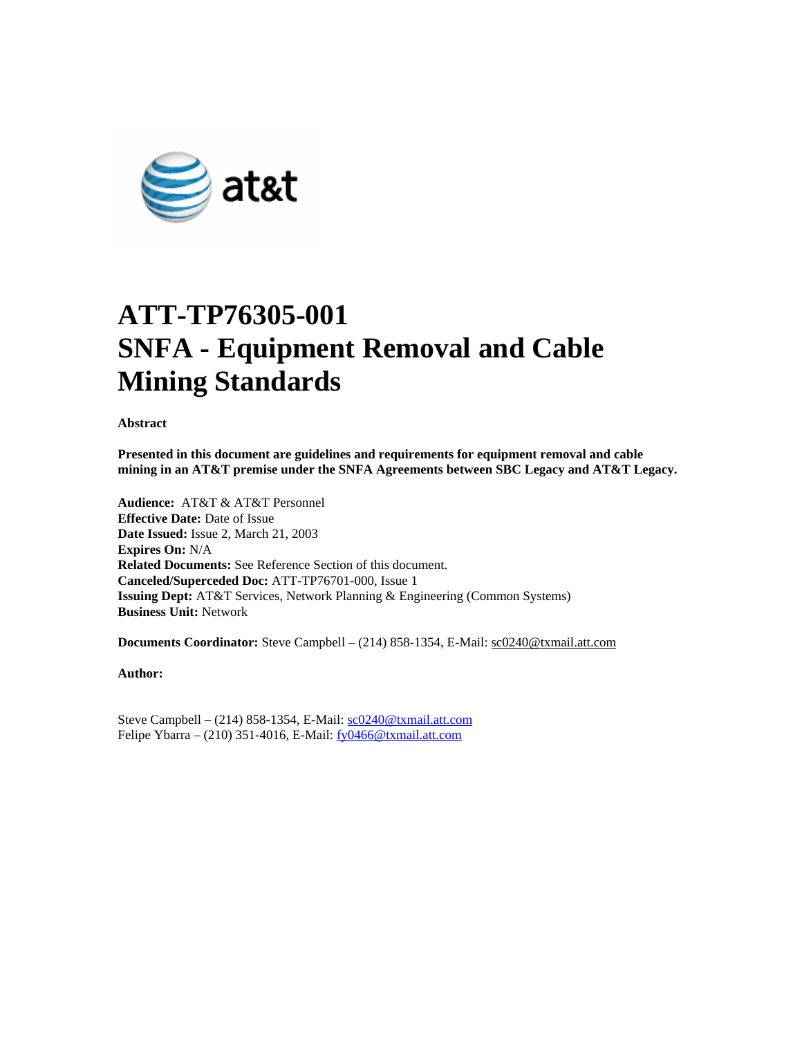# ATT-TP76305-001
# SNFA - Equipment Removal and Cable Mining Standards

**Abstract**

**Presented in this document are guidelines and requirements for equipment removal and cable mining in an AT&T premise under the SNFA Agreements between SBC Legacy and AT&T Legacy.**

**Audience:** AT&T & AT&T Personnel
**Effective Date:** Date of Issue
**Date Issued:** Issue 2, March 21, 2003
**Expires On:** N/A
**Related Documents:** See Reference Section of this document.
**Canceled/Superceded Doc:** ATT-TP76701-000, Issue 1
**Issuing Dept:** AT&T Services, Network Planning & Engineering (Common Systems)
**Business Unit:** Network

**Documents Coordinator:** Steve Campbell – (214) 858-1354, E-Mail: sc0240@txmail.att.com

**Author:**

Steve Campbell – (214) 858-1354, E-Mail: sc0240@txmail.att.com
Felipe Ybarra – (210) 351-4016, E-Mail: fy0466@txmail.att.com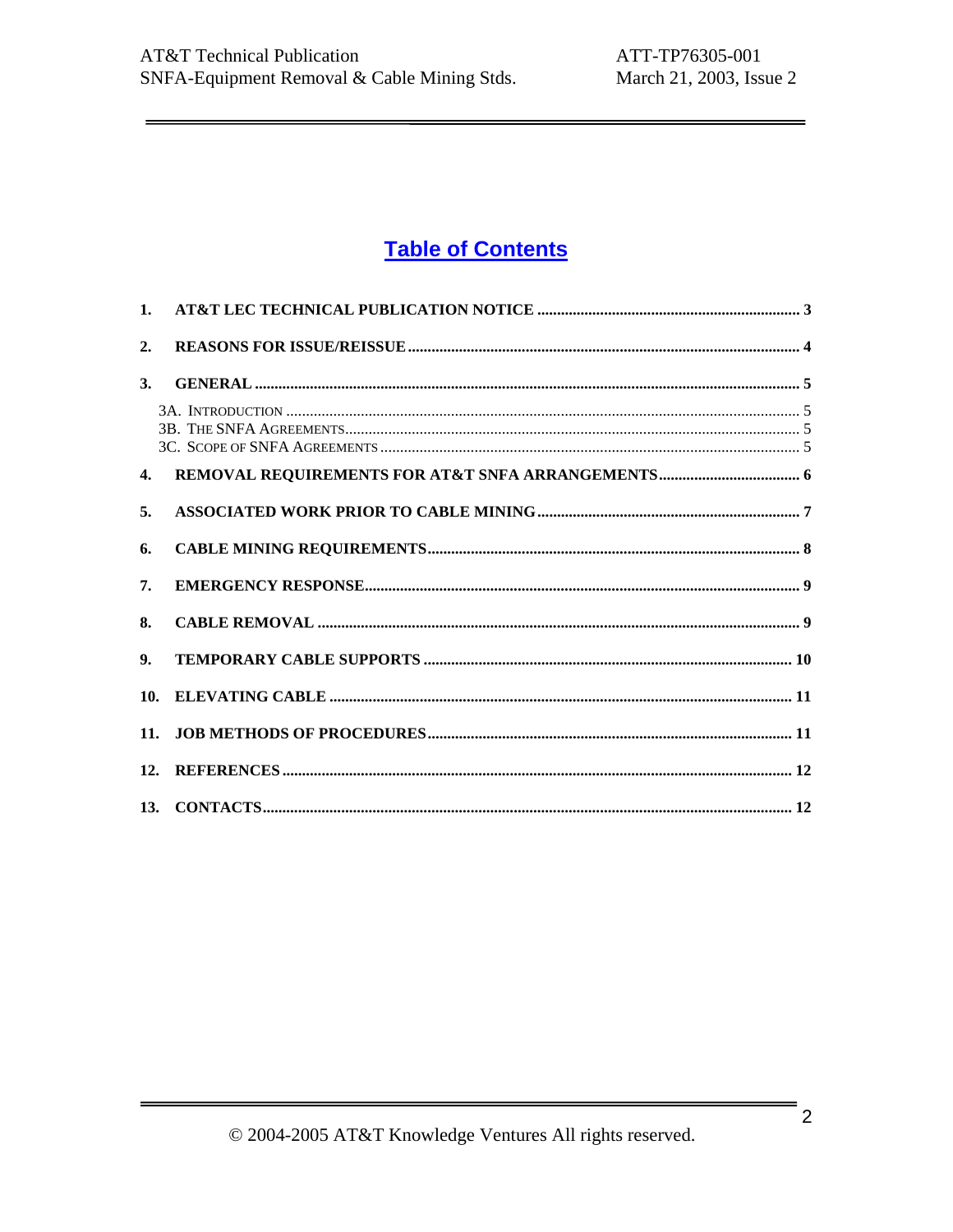# Table of Contents

1. **AT&T LEC TECHNICAL PUBLICATION NOTICE** .................................................................. 3
2. **REASONS FOR ISSUE/REISSUE** .................................................................................. 4
3. **GENERAL** .................................................................................................................. 5
   - 3A. Introduction .......................................................................................................... 5
   - 3B. The SNFA Agreements ........................................................................................... 5
   - 3C. Scope of SNFA Agreements .................................................................................... 5
4. **REMOVAL REQUIREMENTS FOR AT&T SNFA ARRANGEMENTS** ..................................... 6
5. **ASSOCIATED WORK PRIOR TO CABLE MINING** ............................................................ 7
6. **CABLE MINING REQUIREMENTS** ................................................................................ 8
7. **EMERGENCY RESPONSE** .............................................................................................. 9
8. **CABLE REMOVAL** ......................................................................................................... 9
9. **TEMPORARY CABLE SUPPORTS** ................................................................................. 10
10. **ELEVATING CABLE** ..................................................................................................... 11
11. **JOB METHODS OF PROCEDURES** ............................................................................... 11
12. **REFERENCES** ............................................................................................................... 12
13. **CONTACTS** .................................................................................................................. 12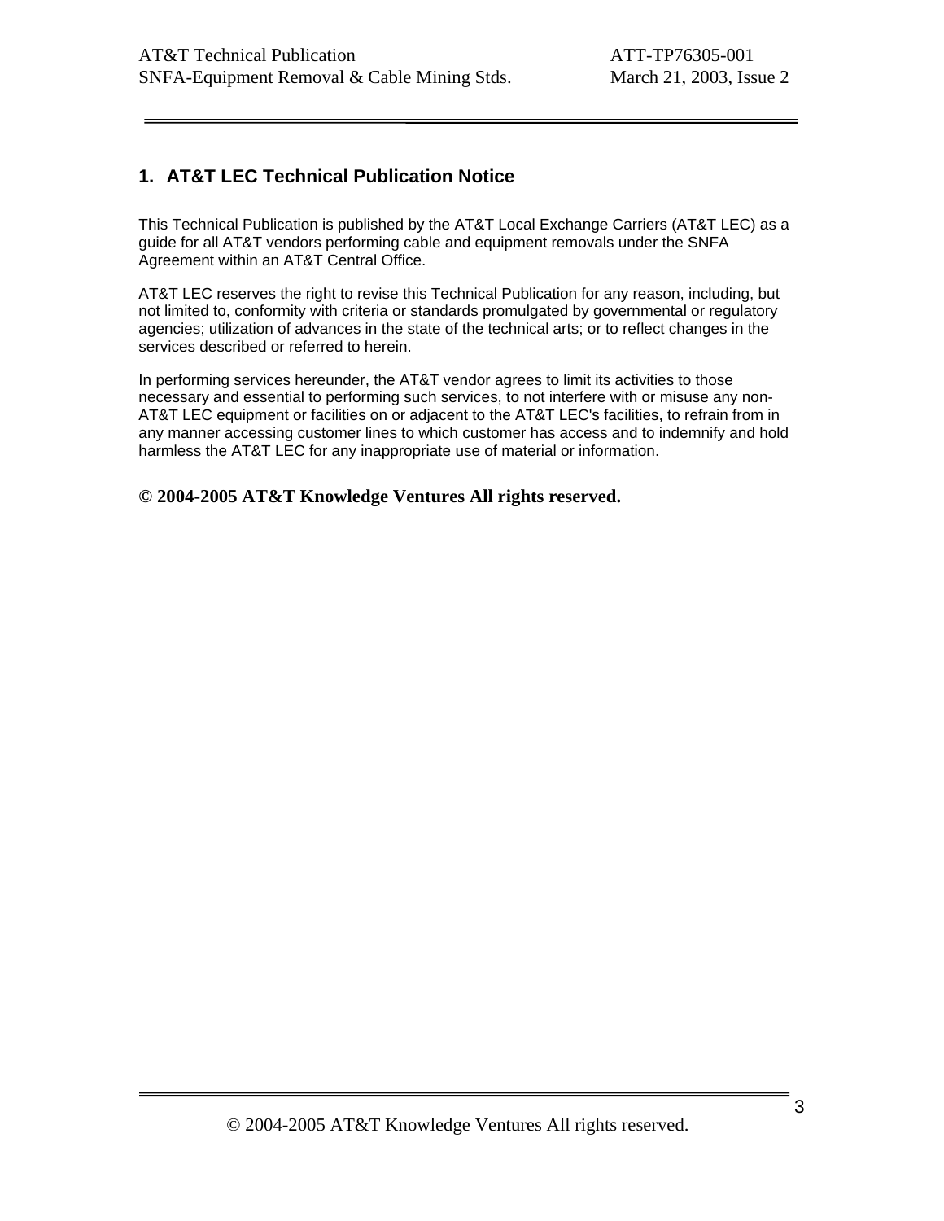# 1. AT&T LEC Technical Publication Notice

This Technical Publication is published by the AT&T Local Exchange Carriers (AT&T LEC) as a guide for all AT&T vendors performing cable and equipment removals under the SNFA Agreement within an AT&T Central Office.

AT&T LEC reserves the right to revise this Technical Publication for any reason, including, but not limited to, conformity with criteria or standards promulgated by governmental or regulatory agencies; utilization of advances in the state of the technical arts; or to reflect changes in the services described or referred to herein.

In performing services hereunder, the AT&T vendor agrees to limit its activities to those necessary and essential to performing such services, to not interfere with or misuse any non-AT&T LEC equipment or facilities on or adjacent to the AT&T LEC's facilities, to refrain from in any manner accessing customer lines to which customer has access and to indemnify and hold harmless the AT&T LEC for any inappropriate use of material or information.

**© 2004-2005 AT&T Knowledge Ventures All rights reserved.**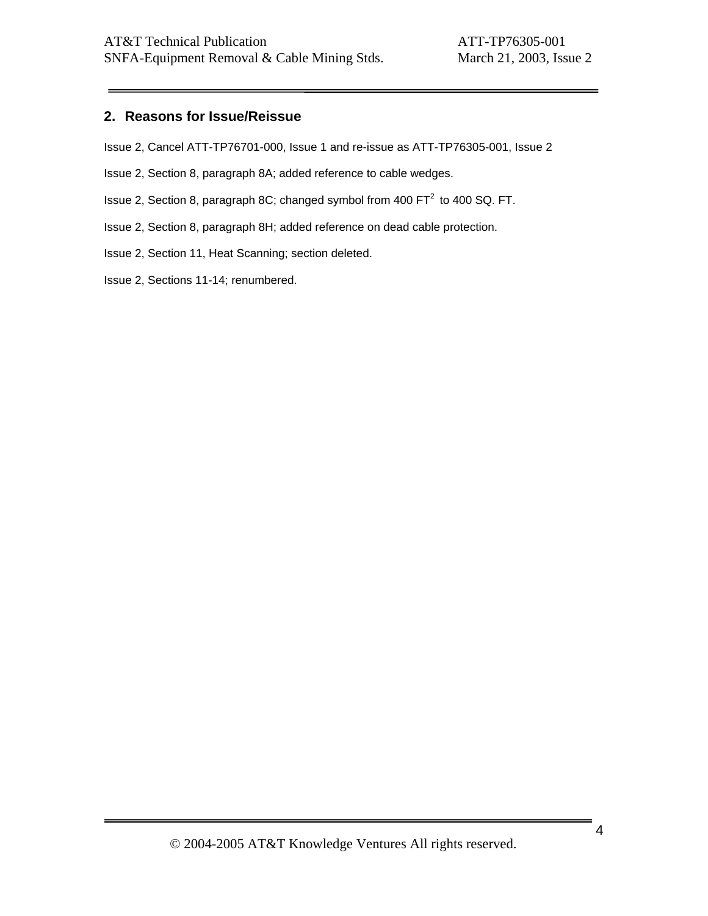## 2. Reasons for Issue/Reissue

Issue 2, Cancel ATT-TP76701-000, Issue 1 and re-issue as ATT-TP76305-001, Issue 2

Issue 2, Section 8, paragraph 8A; added reference to cable wedges.

Issue 2, Section 8, paragraph 8C; changed symbol from 400 $FT^2$ to 400 SQ. FT.

Issue 2, Section 8, paragraph 8H; added reference on dead cable protection.

Issue 2, Section 11, Heat Scanning; section deleted.

Issue 2, Sections 11-14; renumbered.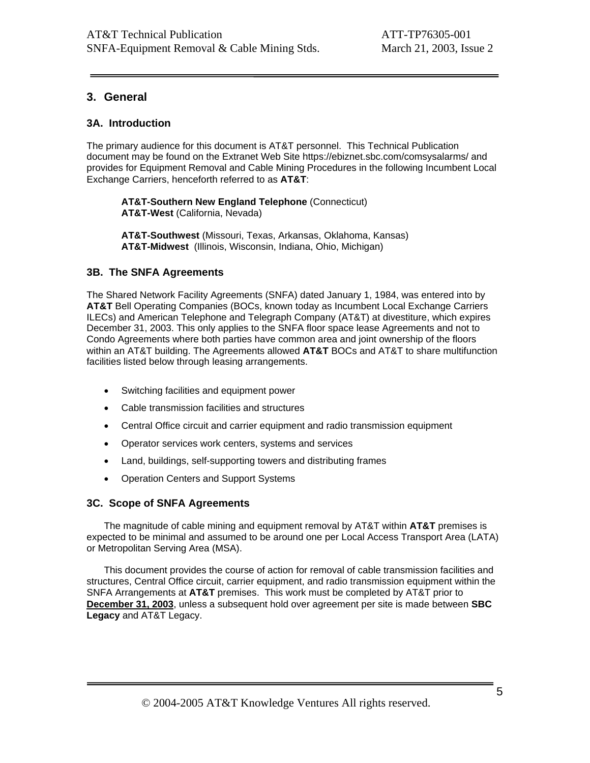# 3. General

## 3A. Introduction

The primary audience for this document is AT&T personnel. This Technical Publication document may be found on the Extranet Web Site https://ebiznet.sbc.com/comsysalarms/ and provides for Equipment Removal and Cable Mining Procedures in the following Incumbent Local Exchange Carriers, henceforth referred to as **AT&T**:

> **AT&T-Southern New England Telephone** (Connecticut)
> **AT&T-West** (California, Nevada)
>
> **AT&T-Southwest** (Missouri, Texas, Arkansas, Oklahoma, Kansas)
> **AT&T-Midwest** (Illinois, Wisconsin, Indiana, Ohio, Michigan)

## 3B. The SNFA Agreements

The Shared Network Facility Agreements (SNFA) dated January 1, 1984, was entered into by **AT&T** Bell Operating Companies (BOCs, known today as Incumbent Local Exchange Carriers ILECs) and American Telephone and Telegraph Company (AT&T) at divestiture, which expires December 31, 2003. This only applies to the SNFA floor space lease Agreements and not to Condo Agreements where both parties have common area and joint ownership of the floors within an AT&T building. The Agreements allowed **AT&T** BOCs and AT&T to share multifunction facilities listed below through leasing arrangements.

- Switching facilities and equipment power
- Cable transmission facilities and structures
- Central Office circuit and carrier equipment and radio transmission equipment
- Operator services work centers, systems and services
- Land, buildings, self-supporting towers and distributing frames
- Operation Centers and Support Systems

## 3C. Scope of SNFA Agreements

The magnitude of cable mining and equipment removal by AT&T within **AT&T** premises is expected to be minimal and assumed to be around one per Local Access Transport Area (LATA) or Metropolitan Serving Area (MSA).

This document provides the course of action for removal of cable transmission facilities and structures, Central Office circuit, carrier equipment, and radio transmission equipment within the SNFA Arrangements at **AT&T** premises. This work must be completed by AT&T prior to **December 31, 2003**, unless a subsequent hold over agreement per site is made between **SBC Legacy** and AT&T Legacy.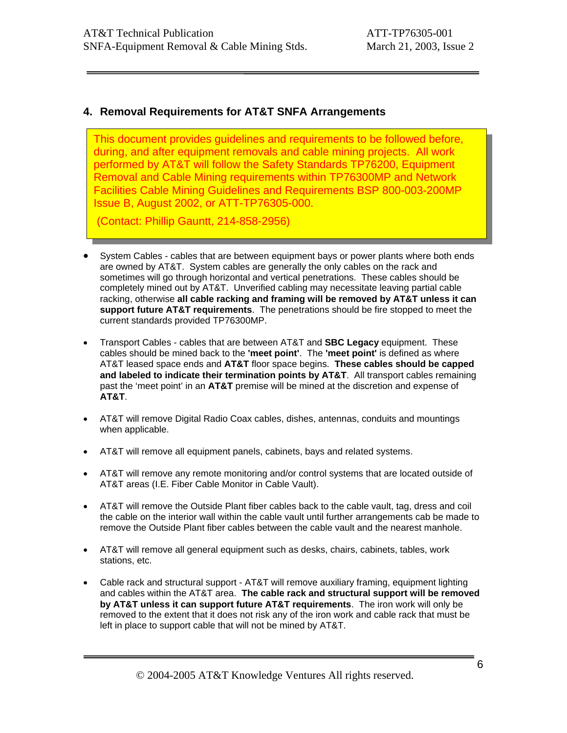## 4. Removal Requirements for AT&T SNFA Arrangements

> This document provides guidelines and requirements to be followed before, during, and after equipment removals and cable mining projects. All work performed by AT&T will follow the Safety Standards TP76200, Equipment Removal and Cable Mining requirements within TP76300MP and Network Facilities Cable Mining Guidelines and Requirements BSP 800-003-200MP Issue B, August 2002, or ATT-TP76305-000.
>
> (Contact: Phillip Gauntt, 214-858-2956)

- System Cables - cables that are between equipment bays or power plants where both ends are owned by AT&T. System cables are generally the only cables on the rack and sometimes will go through horizontal and vertical penetrations. These cables should be completely mined out by AT&T. Unverified cabling may necessitate leaving partial cable racking, otherwise **all cable racking and framing will be removed by AT&T unless it can support future AT&T requirements**. The penetrations should be fire stopped to meet the current standards provided TP76300MP.

- Transport Cables - cables that are between AT&T and **SBC Legacy** equipment. These cables should be mined back to the **'meet point'**. The **'meet point'** is defined as where AT&T leased space ends and **AT&T** floor space begins. **These cables should be capped and labeled to indicate their termination points by AT&T**. All transport cables remaining past the 'meet point' in an **AT&T** premise will be mined at the discretion and expense of **AT&T**.

- AT&T will remove Digital Radio Coax cables, dishes, antennas, conduits and mountings when applicable.

- AT&T will remove all equipment panels, cabinets, bays and related systems.

- AT&T will remove any remote monitoring and/or control systems that are located outside of AT&T areas (I.E. Fiber Cable Monitor in Cable Vault).

- AT&T will remove the Outside Plant fiber cables back to the cable vault, tag, dress and coil the cable on the interior wall within the cable vault until further arrangements cab be made to remove the Outside Plant fiber cables between the cable vault and the nearest manhole.

- AT&T will remove all general equipment such as desks, chairs, cabinets, tables, work stations, etc.

- Cable rack and structural support - AT&T will remove auxiliary framing, equipment lighting and cables within the AT&T area. **The cable rack and structural support will be removed by AT&T unless it can support future AT&T requirements**. The iron work will only be removed to the extent that it does not risk any of the iron work and cable rack that must be left in place to support cable that will not be mined by AT&T.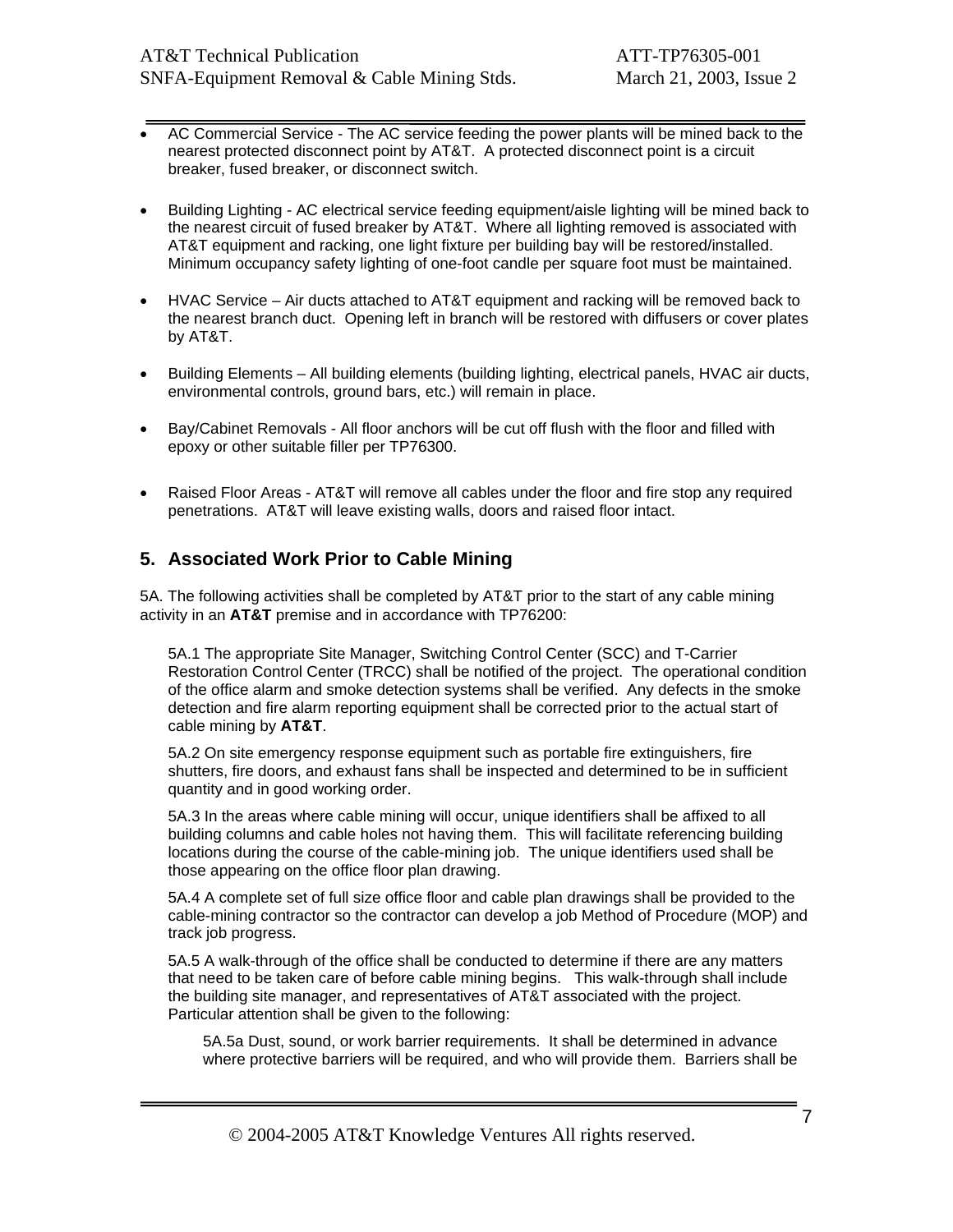- AC Commercial Service - The AC service feeding the power plants will be mined back to the nearest protected disconnect point by AT&T. A protected disconnect point is a circuit breaker, fused breaker, or disconnect switch.

- Building Lighting - AC electrical service feeding equipment/aisle lighting will be mined back to the nearest circuit of fused breaker by AT&T. Where all lighting removed is associated with AT&T equipment and racking, one light fixture per building bay will be restored/installed. Minimum occupancy safety lighting of one-foot candle per square foot must be maintained.

- HVAC Service – Air ducts attached to AT&T equipment and racking will be removed back to the nearest branch duct. Opening left in branch will be restored with diffusers or cover plates by AT&T.

- Building Elements – All building elements (building lighting, electrical panels, HVAC air ducts, environmental controls, ground bars, etc.) will remain in place.

- Bay/Cabinet Removals - All floor anchors will be cut off flush with the floor and filled with epoxy or other suitable filler per TP76300.

- Raised Floor Areas - AT&T will remove all cables under the floor and fire stop any required penetrations. AT&T will leave existing walls, doors and raised floor intact.

## 5. Associated Work Prior to Cable Mining

5A. The following activities shall be completed by AT&T prior to the start of any cable mining activity in an **AT&T** premise and in accordance with TP76200:

5A.1 The appropriate Site Manager, Switching Control Center (SCC) and T-Carrier Restoration Control Center (TRCC) shall be notified of the project. The operational condition of the office alarm and smoke detection systems shall be verified. Any defects in the smoke detection and fire alarm reporting equipment shall be corrected prior to the actual start of cable mining by **AT&T**.

5A.2 On site emergency response equipment such as portable fire extinguishers, fire shutters, fire doors, and exhaust fans shall be inspected and determined to be in sufficient quantity and in good working order.

5A.3 In the areas where cable mining will occur, unique identifiers shall be affixed to all building columns and cable holes not having them. This will facilitate referencing building locations during the course of the cable-mining job. The unique identifiers used shall be those appearing on the office floor plan drawing.

5A.4 A complete set of full size office floor and cable plan drawings shall be provided to the cable-mining contractor so the contractor can develop a job Method of Procedure (MOP) and track job progress.

5A.5 A walk-through of the office shall be conducted to determine if there are any matters that need to be taken care of before cable mining begins. This walk-through shall include the building site manager, and representatives of AT&T associated with the project. Particular attention shall be given to the following:

5A.5a Dust, sound, or work barrier requirements. It shall be determined in advance where protective barriers will be required, and who will provide them. Barriers shall be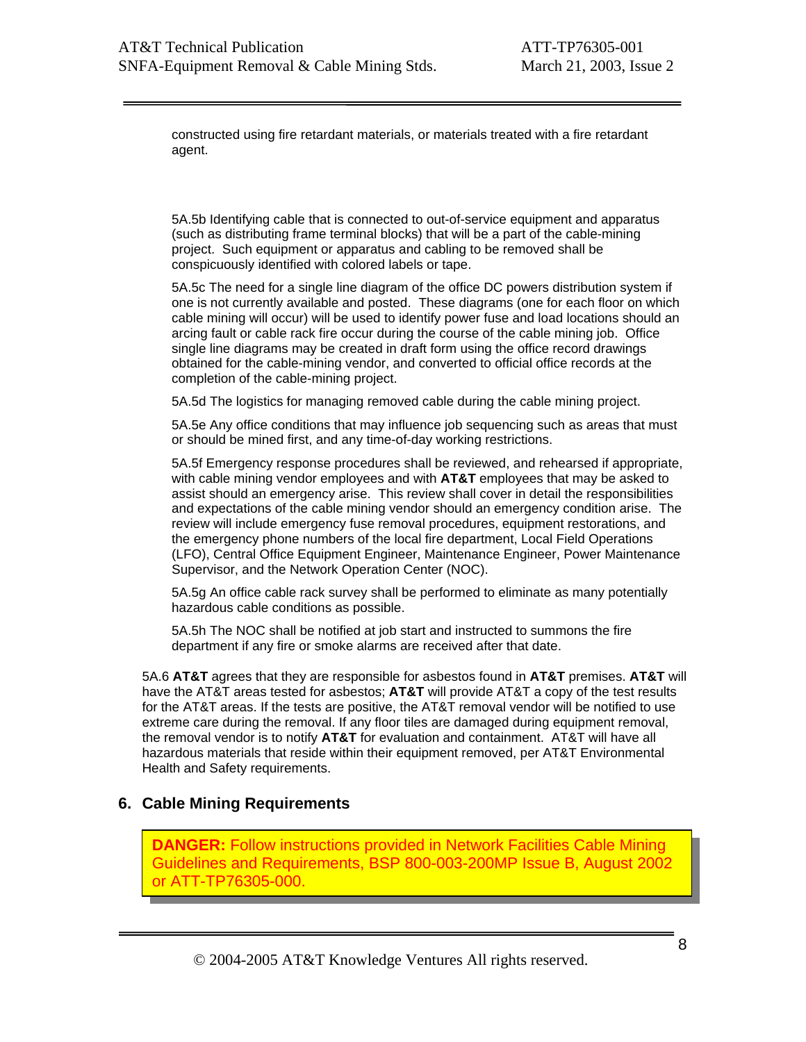constructed using fire retardant materials, or materials treated with a fire retardant agent.

5A.5b Identifying cable that is connected to out-of-service equipment and apparatus (such as distributing frame terminal blocks) that will be a part of the cable-mining project. Such equipment or apparatus and cabling to be removed shall be conspicuously identified with colored labels or tape.

5A.5c The need for a single line diagram of the office DC powers distribution system if one is not currently available and posted. These diagrams (one for each floor on which cable mining will occur) will be used to identify power fuse and load locations should an arcing fault or cable rack fire occur during the course of the cable mining job. Office single line diagrams may be created in draft form using the office record drawings obtained for the cable-mining vendor, and converted to official office records at the completion of the cable-mining project.

5A.5d The logistics for managing removed cable during the cable mining project.

5A.5e Any office conditions that may influence job sequencing such as areas that must or should be mined first, and any time-of-day working restrictions.

5A.5f Emergency response procedures shall be reviewed, and rehearsed if appropriate, with cable mining vendor employees and with **AT&T** employees that may be asked to assist should an emergency arise. This review shall cover in detail the responsibilities and expectations of the cable mining vendor should an emergency condition arise. The review will include emergency fuse removal procedures, equipment restorations, and the emergency phone numbers of the local fire department, Local Field Operations (LFO), Central Office Equipment Engineer, Maintenance Engineer, Power Maintenance Supervisor, and the Network Operation Center (NOC).

5A.5g An office cable rack survey shall be performed to eliminate as many potentially hazardous cable conditions as possible.

5A.5h The NOC shall be notified at job start and instructed to summons the fire department if any fire or smoke alarms are received after that date.

5A.6 **AT&T** agrees that they are responsible for asbestos found in **AT&T** premises. **AT&T** will have the AT&T areas tested for asbestos; **AT&T** will provide AT&T a copy of the test results for the AT&T areas. If the tests are positive, the AT&T removal vendor will be notified to use extreme care during the removal. If any floor tiles are damaged during equipment removal, the removal vendor is to notify **AT&T** for evaluation and containment. AT&T will have all hazardous materials that reside within their equipment removed, per AT&T Environmental Health and Safety requirements.

## 6. Cable Mining Requirements

> **DANGER:** Follow instructions provided in Network Facilities Cable Mining Guidelines and Requirements, BSP 800-003-200MP Issue B, August 2002 or ATT-TP76305-000.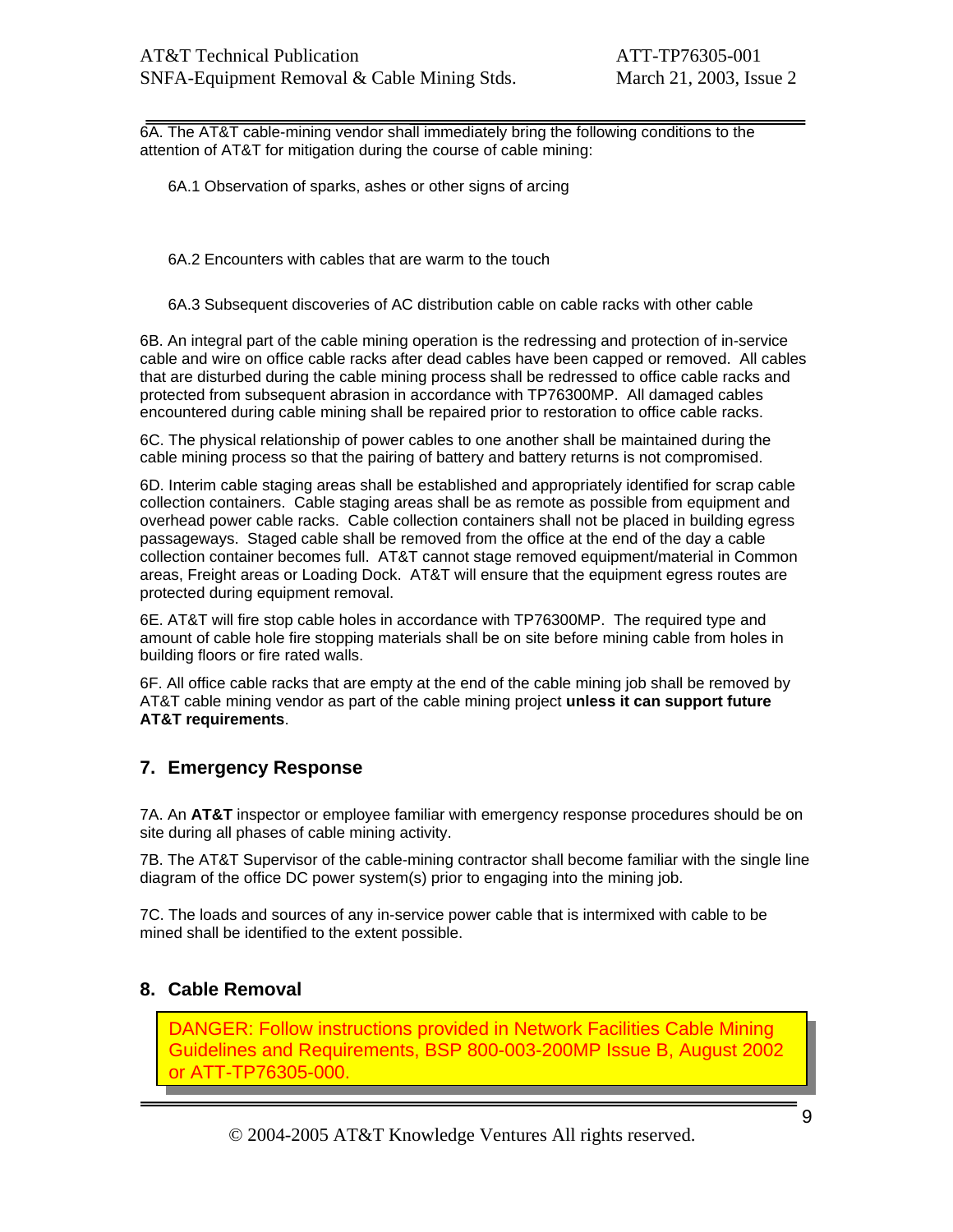6A. The AT&T cable-mining vendor shall immediately bring the following conditions to the attention of AT&T for mitigation during the course of cable mining:

6A.1 Observation of sparks, ashes or other signs of arcing

6A.2 Encounters with cables that are warm to the touch

6A.3 Subsequent discoveries of AC distribution cable on cable racks with other cable

6B. An integral part of the cable mining operation is the redressing and protection of in-service cable and wire on office cable racks after dead cables have been capped or removed. All cables that are disturbed during the cable mining process shall be redressed to office cable racks and protected from subsequent abrasion in accordance with TP76300MP. All damaged cables encountered during cable mining shall be repaired prior to restoration to office cable racks.

6C. The physical relationship of power cables to one another shall be maintained during the cable mining process so that the pairing of battery and battery returns is not compromised.

6D. Interim cable staging areas shall be established and appropriately identified for scrap cable collection containers. Cable staging areas shall be as remote as possible from equipment and overhead power cable racks. Cable collection containers shall not be placed in building egress passageways. Staged cable shall be removed from the office at the end of the day a cable collection container becomes full. AT&T cannot stage removed equipment/material in Common areas, Freight areas or Loading Dock. AT&T will ensure that the equipment egress routes are protected during equipment removal.

6E. AT&T will fire stop cable holes in accordance with TP76300MP. The required type and amount of cable hole fire stopping materials shall be on site before mining cable from holes in building floors or fire rated walls.

6F. All office cable racks that are empty at the end of the cable mining job shall be removed by AT&T cable mining vendor as part of the cable mining project **unless it can support future AT&T requirements**.

## 7. Emergency Response

7A. An **AT&T** inspector or employee familiar with emergency response procedures should be on site during all phases of cable mining activity.

7B. The AT&T Supervisor of the cable-mining contractor shall become familiar with the single line diagram of the office DC power system(s) prior to engaging into the mining job.

7C. The loads and sources of any in-service power cable that is intermixed with cable to be mined shall be identified to the extent possible.

## 8. Cable Removal

> DANGER: Follow instructions provided in Network Facilities Cable Mining Guidelines and Requirements, BSP 800-003-200MP Issue B, August 2002 or ATT-TP76305-000.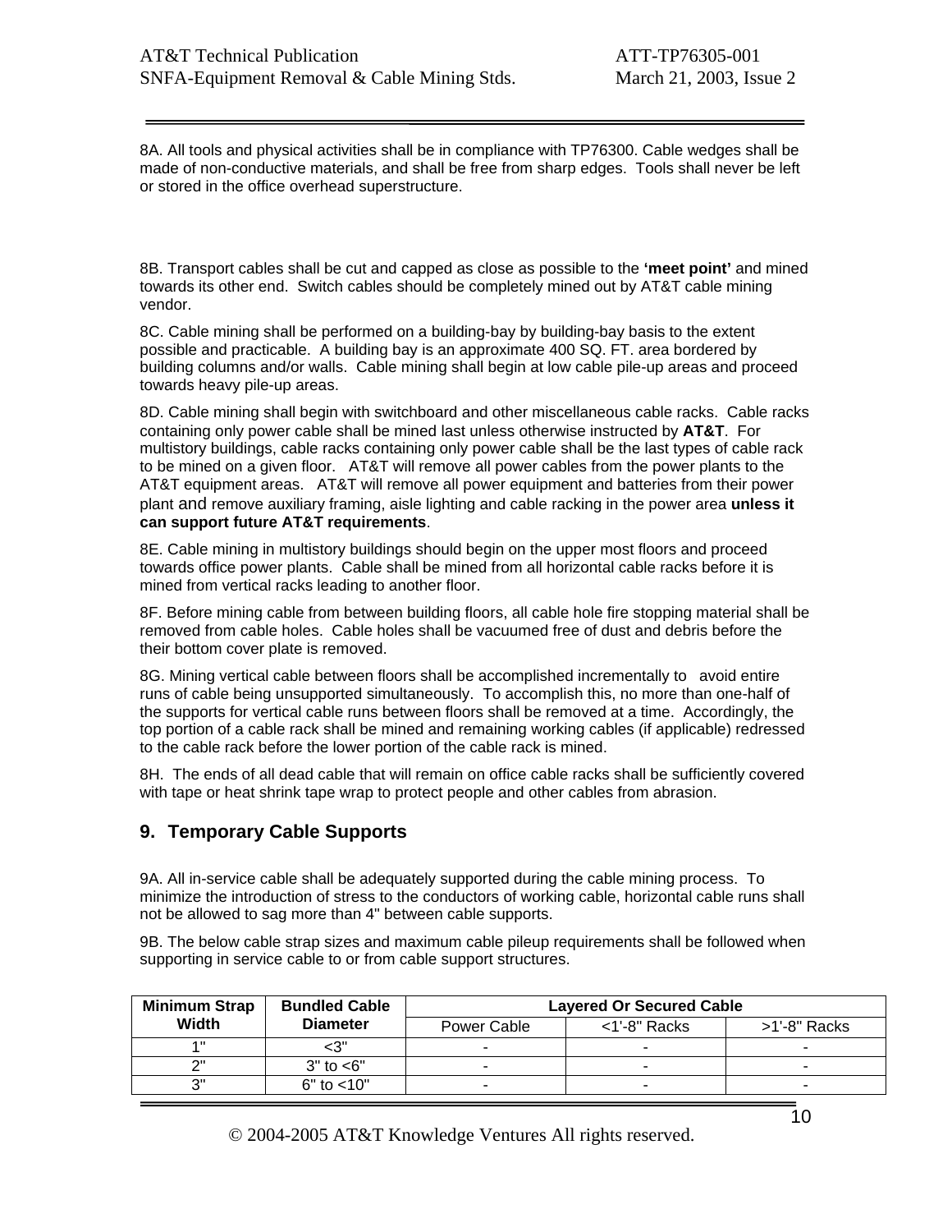8A. All tools and physical activities shall be in compliance with TP76300. Cable wedges shall be made of non-conductive materials, and shall be free from sharp edges. Tools shall never be left or stored in the office overhead superstructure.

8B. Transport cables shall be cut and capped as close as possible to the **'meet point'** and mined towards its other end. Switch cables should be completely mined out by AT&T cable mining vendor.

8C. Cable mining shall be performed on a building-bay by building-bay basis to the extent possible and practicable. A building bay is an approximate 400 SQ. FT. area bordered by building columns and/or walls. Cable mining shall begin at low cable pile-up areas and proceed towards heavy pile-up areas.

8D. Cable mining shall begin with switchboard and other miscellaneous cable racks. Cable racks containing only power cable shall be mined last unless otherwise instructed by **AT&T**. For multistory buildings, cable racks containing only power cable shall be the last types of cable rack to be mined on a given floor. AT&T will remove all power cables from the power plants to the AT&T equipment areas. AT&T will remove all power equipment and batteries from their power plant and remove auxiliary framing, aisle lighting and cable racking in the power area **unless it can support future AT&T requirements**.

8E. Cable mining in multistory buildings should begin on the upper most floors and proceed towards office power plants. Cable shall be mined from all horizontal cable racks before it is mined from vertical racks leading to another floor.

8F. Before mining cable from between building floors, all cable hole fire stopping material shall be removed from cable holes. Cable holes shall be vacuumed free of dust and debris before the their bottom cover plate is removed.

8G. Mining vertical cable between floors shall be accomplished incrementally to avoid entire runs of cable being unsupported simultaneously. To accomplish this, no more than one-half of the supports for vertical cable runs between floors shall be removed at a time. Accordingly, the top portion of a cable rack shall be mined and remaining working cables (if applicable) redressed to the cable rack before the lower portion of the cable rack is mined.

8H. The ends of all dead cable that will remain on office cable racks shall be sufficiently covered with tape or heat shrink tape wrap to protect people and other cables from abrasion.

## 9. Temporary Cable Supports

9A. All in-service cable shall be adequately supported during the cable mining process. To minimize the introduction of stress to the conductors of working cable, horizontal cable runs shall not be allowed to sag more than 4" between cable supports.

9B. The below cable strap sizes and maximum cable pileup requirements shall be followed when supporting in service cable to or from cable support structures.

| Minimum Strap Width | Bundled Cable Diameter | Layered Or Secured Cable | | |
|---|---|---|---|---|
| | | Power Cable | <1'-8" Racks | >1'-8" Racks |
| 1" | <3" | - | - | - |
| 2" | 3" to <6" | - | - | - |
| 3" | 6" to <10" | - | - | - |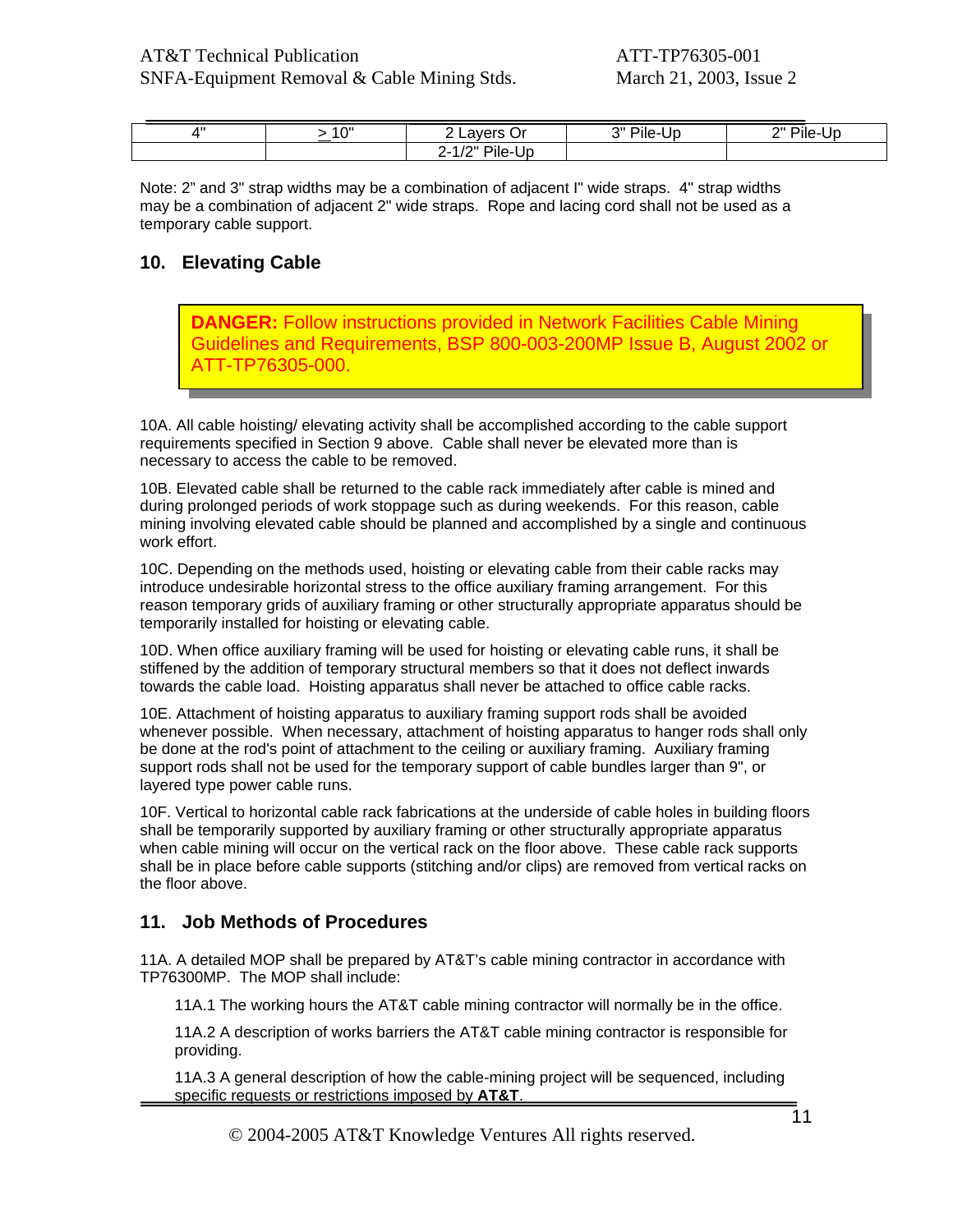| 4" | ≥ 10" | 2 Layers Or | 3" Pile-Up | 2" Pile-Up |
|---|---|---|---|---|
| | | 2-1/2" Pile-Up | | |

Note: 2" and 3" strap widths may be a combination of adjacent I" wide straps. 4" strap widths may be a combination of adjacent 2" wide straps. Rope and lacing cord shall not be used as a temporary cable support.

## 10. Elevating Cable

> **DANGER:** Follow instructions provided in Network Facilities Cable Mining Guidelines and Requirements, BSP 800-003-200MP Issue B, August 2002 or ATT-TP76305-000.

10A. All cable hoisting/ elevating activity shall be accomplished according to the cable support requirements specified in Section 9 above. Cable shall never be elevated more than is necessary to access the cable to be removed.

10B. Elevated cable shall be returned to the cable rack immediately after cable is mined and during prolonged periods of work stoppage such as during weekends. For this reason, cable mining involving elevated cable should be planned and accomplished by a single and continuous work effort.

10C. Depending on the methods used, hoisting or elevating cable from their cable racks may introduce undesirable horizontal stress to the office auxiliary framing arrangement. For this reason temporary grids of auxiliary framing or other structurally appropriate apparatus should be temporarily installed for hoisting or elevating cable.

10D. When office auxiliary framing will be used for hoisting or elevating cable runs, it shall be stiffened by the addition of temporary structural members so that it does not deflect inwards towards the cable load. Hoisting apparatus shall never be attached to office cable racks.

10E. Attachment of hoisting apparatus to auxiliary framing support rods shall be avoided whenever possible. When necessary, attachment of hoisting apparatus to hanger rods shall only be done at the rod's point of attachment to the ceiling or auxiliary framing. Auxiliary framing support rods shall not be used for the temporary support of cable bundles larger than 9", or layered type power cable runs.

10F. Vertical to horizontal cable rack fabrications at the underside of cable holes in building floors shall be temporarily supported by auxiliary framing or other structurally appropriate apparatus when cable mining will occur on the vertical rack on the floor above. These cable rack supports shall be in place before cable supports (stitching and/or clips) are removed from vertical racks on the floor above.

## 11. Job Methods of Procedures

11A. A detailed MOP shall be prepared by AT&T's cable mining contractor in accordance with TP76300MP. The MOP shall include:

11A.1 The working hours the AT&T cable mining contractor will normally be in the office.

11A.2 A description of works barriers the AT&T cable mining contractor is responsible for providing.

11A.3 A general description of how the cable-mining project will be sequenced, including specific requests or restrictions imposed by **AT&T**.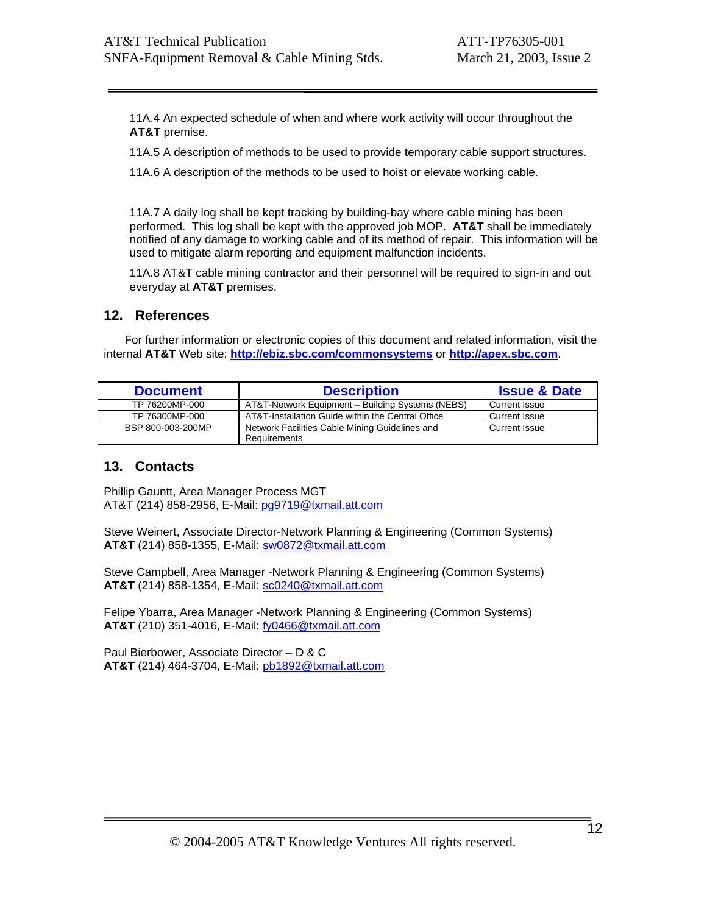11A.4 An expected schedule of when and where work activity will occur throughout the **AT&T** premise.

11A.5 A description of methods to be used to provide temporary cable support structures.

11A.6 A description of the methods to be used to hoist or elevate working cable.

11A.7 A daily log shall be kept tracking by building-bay where cable mining has been performed. This log shall be kept with the approved job MOP. **AT&T** shall be immediately notified of any damage to working cable and of its method of repair. This information will be used to mitigate alarm reporting and equipment malfunction incidents.

11A.8 AT&T cable mining contractor and their personnel will be required to sign-in and out everyday at **AT&T** premises.

## 12. References

For further information or electronic copies of this document and related information, visit the internal **AT&T** Web site: **http://ebiz.sbc.com/commonsystems** or **http://apex.sbc.com**.

| Document | Description | Issue & Date |
|---|---|---|
| TP 76200MP-000 | AT&T-Network Equipment – Building Systems (NEBS) | Current Issue |
| TP 76300MP-000 | AT&T-Installation Guide within the Central Office | Current Issue |
| BSP 800-003-200MP | Network Facilities Cable Mining Guidelines and Requirements | Current Issue |

## 13. Contacts

Phillip Gauntt, Area Manager Process MGT
AT&T (214) 858-2956, E-Mail: pg9719@txmail.att.com

Steve Weinert, Associate Director-Network Planning & Engineering (Common Systems)
**AT&T** (214) 858-1355, E-Mail: sw0872@txmail.att.com

Steve Campbell, Area Manager -Network Planning & Engineering (Common Systems)
**AT&T** (214) 858-1354, E-Mail: sc0240@txmail.att.com

Felipe Ybarra, Area Manager -Network Planning & Engineering (Common Systems)
**AT&T** (210) 351-4016, E-Mail: fy0466@txmail.att.com

Paul Bierbower, Associate Director – D & C
**AT&T** (214) 464-3704, E-Mail: pb1892@txmail.att.com

© 2004-2005 AT&T Knowledge Ventures All rights reserved.